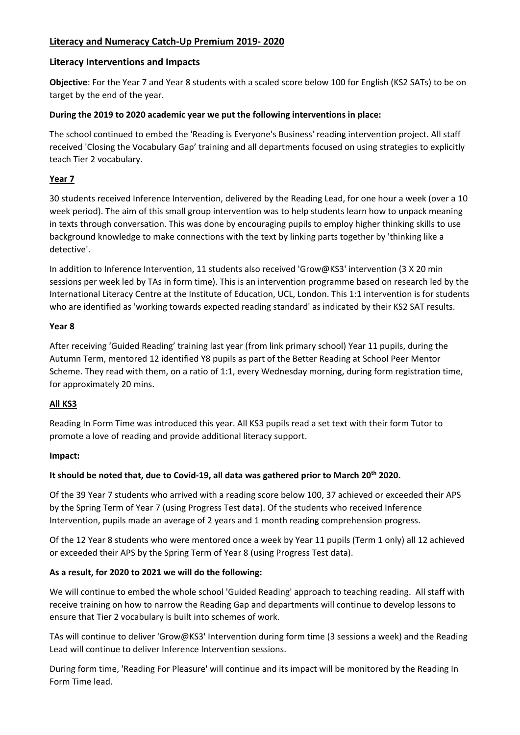# Literacy and Numeracy Catch-Up Premium 2019- 2020

## Literacy Interventions and Impacts

**Objective**: For the Year 7 and Year 8 students with a scaled score below 100 for English (KS2 SATs) to be on target by the end of the year.

**During the 2019 to 2020 academic year we put the following interventions in place:**

The school continued to embed the 'Reading is Everyone's Business' reading intervention project. All staff received 'Closing the Vocabulary Gap' training and all departments focused on using strategies to explicitly teach Tier 2 vocabulary.

### Year 7

30 students received Inference Intervention, delivered by the Reading Lead, for one hour a week (over a 10 week period). The aim of this small group intervention was to help students learn how to unpack meaning in texts through conversation. This was done by encouraging pupils to employ higher thinking skills to use background knowledge to make connections with the text by linking parts together by 'thinking like a detective'.

In addition to Inference Intervention, 11 students also received 'Grow@KS3' intervention (3 X 20 min sessions per week led by TAs in form time). This is an intervention programme based on research led by the International Literacy Centre at the Institute of Education, UCL, London. This 1:1 intervention is for students who are identified as 'working towards expected reading standard' as indicated by their KS2 SAT results.

### Year 8

After receiving 'Guided Reading' training last year (from link primary school) Year 11 pupils, during the Autumn Term, mentored 12 identified Y8 pupils as part of the Better Reading at School Peer Mentor Scheme. They read with them, on a ratio of 1:1, every Wednesday morning, during form registration time, for approximately 20 mins.

### All KS3

Reading In Form Time was introduced this year. All KS3 pupils read a set text with their form Tutor to promote a love of reading and provide additional literacy support.

**Impact:**

**It should be noted that, due to Covid-19, all data was gathered prior to March 20th 2020.**

Of the 39 Year 7 students who arrived with a reading score below 100, 37 achieved or exceeded their APS by the Spring Term of Year 7 (using Progress Test data). Of the students who received Inference Intervention, pupils made an average of 2 years and 1 month reading comprehension progress.

Of the 12 Year 8 students who were mentored once a week by Year 11 pupils (Term 1 only) all 12 achieved or exceeded their APS by the Spring Term of Year 8 (using Progress Test data).

**As a result, for 2020 to 2021 we will do the following:**

We will continue to embed the whole school 'Guided Reading' approach to teaching reading. All staff with receive training on how to narrow the Reading Gap and departments will continue to develop lessons to ensure that Tier 2 vocabulary is built into schemes of work.

TAs will continue to deliver 'Grow@KS3' Intervention during form time (3 sessions a week) and the Reading Lead will continue to deliver Inference Intervention sessions.

During form time, 'Reading For Pleasure' will continue and its impact will be monitored by the Reading In Form Time lead.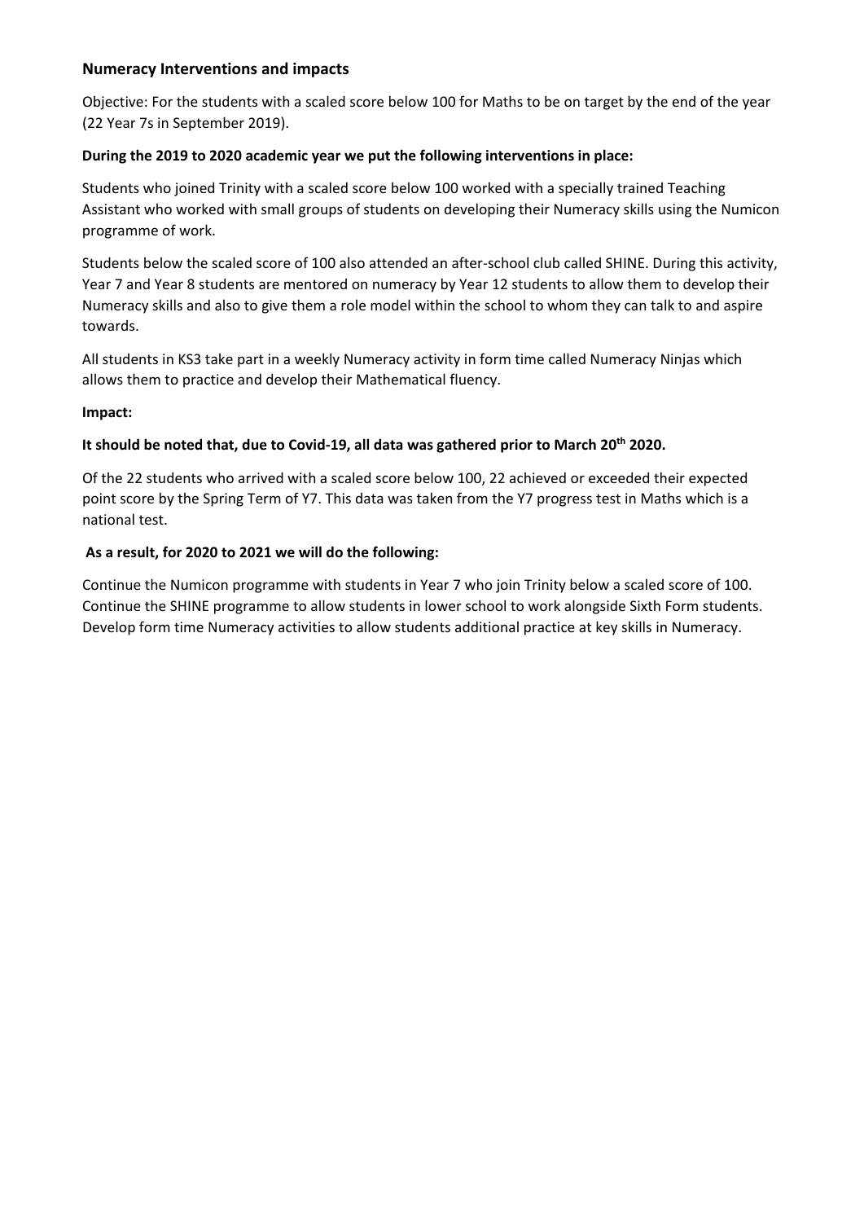## Numeracy Interventions and impacts

Objective: For the students with a scaled score below 100 for Maths to be on target by the end of the year (22 Year 7s in September 2019).

**During the 2019 to 2020 academic year we put the following interventions in place:**

Students who joined Trinity with a scaled score below 100 worked with a specially trained Teaching Assistant who worked with small groups of students on developing their Numeracy skills using the Numicon programme of work.

Students below the scaled score of 100 also attended an after-school club called SHINE. During this activity, Year 7 and Year 8 students are mentored on numeracy by Year 12 students to allow them to develop their Numeracy skills and also to give them a role model within the school to whom they can talk to and aspire towards.

All students in KS3 take part in a weekly Numeracy activity in form time called Numeracy Ninjas which allows them to practice and develop their Mathematical fluency.

**Impact:**

**It should be noted that, due to Covid-19, all data was gathered prior to March 20th 2020.**

Of the 22 students who arrived with a scaled score below 100, 22 achieved or exceeded their expected point score by the Spring Term of Y7. This data was taken from the Y7 progress test in Maths which is a national test.

**As a result, for 2020 to 2021 we will do the following:**

Continue the Numicon programme with students in Year 7 who join Trinity below a scaled score of 100.
Continue the SHINE programme to allow students in lower school to work alongside Sixth Form students.
Develop form time Numeracy activities to allow students additional practice at key skills in Numeracy.